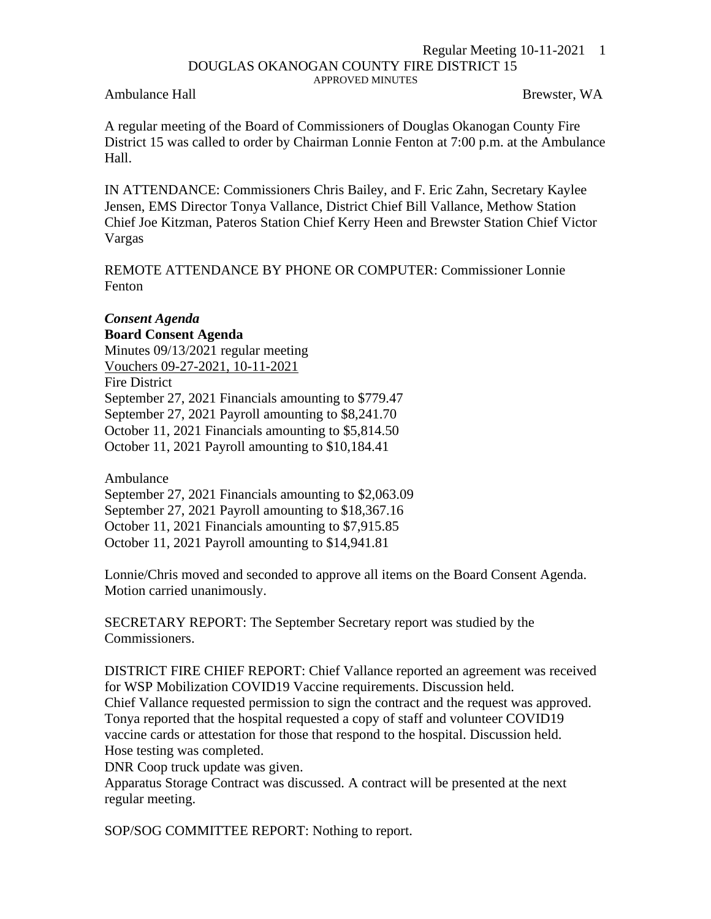# DOUGLAS OKANOGAN COUNTY FIRE DISTRICT 15

APPROVED MINUTES

Ambulance Hall Brewster, WA

A regular meeting of the Board of Commissioners of Douglas Okanogan County Fire District 15 was called to order by Chairman Lonnie Fenton at 7:00 p.m. at the Ambulance Hall.

IN ATTENDANCE: Commissioners Chris Bailey, and F. Eric Zahn, Secretary Kaylee Jensen, EMS Director Tonya Vallance, District Chief Bill Vallance, Methow Station Chief Joe Kitzman, Pateros Station Chief Kerry Heen and Brewster Station Chief Victor Vargas

REMOTE ATTENDANCE BY PHONE OR COMPUTER: Commissioner Lonnie Fenton

***Consent Agenda***

**Board Consent Agenda**

Minutes 09/13/2021 regular meeting

Vouchers 09-27-2021, 10-11-2021

Fire District

September 27, 2021 Financials amounting to $779.47

September 27, 2021 Payroll amounting to $8,241.70

October 11, 2021 Financials amounting to $5,814.50

October 11, 2021 Payroll amounting to $10,184.41

Ambulance

September 27, 2021 Financials amounting to $2,063.09

September 27, 2021 Payroll amounting to $18,367.16

October 11, 2021 Financials amounting to $7,915.85

October 11, 2021 Payroll amounting to $14,941.81

Lonnie/Chris moved and seconded to approve all items on the Board Consent Agenda. Motion carried unanimously.

SECRETARY REPORT: The September Secretary report was studied by the Commissioners.

DISTRICT FIRE CHIEF REPORT: Chief Vallance reported an agreement was received for WSP Mobilization COVID19 Vaccine requirements. Discussion held.

Chief Vallance requested permission to sign the contract and the request was approved.

Tonya reported that the hospital requested a copy of staff and volunteer COVID19 vaccine cards or attestation for those that respond to the hospital. Discussion held.

Hose testing was completed.

DNR Coop truck update was given.

Apparatus Storage Contract was discussed. A contract will be presented at the next regular meeting.

SOP/SOG COMMITTEE REPORT: Nothing to report.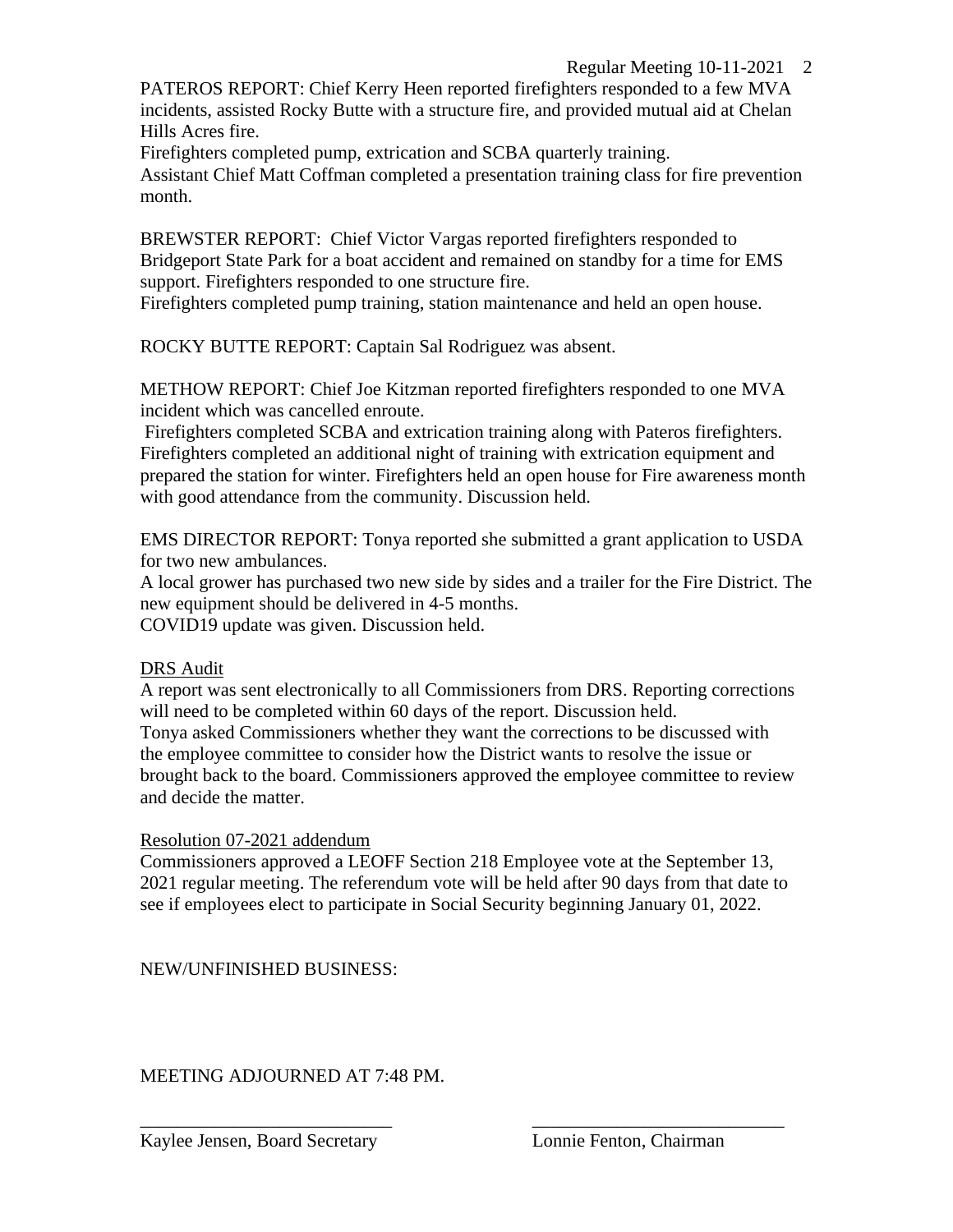PATEROS REPORT: Chief Kerry Heen reported firefighters responded to a few MVA incidents, assisted Rocky Butte with a structure fire, and provided mutual aid at Chelan Hills Acres fire.

Firefighters completed pump, extrication and SCBA quarterly training.

Assistant Chief Matt Coffman completed a presentation training class for fire prevention month.

BREWSTER REPORT: Chief Victor Vargas reported firefighters responded to Bridgeport State Park for a boat accident and remained on standby for a time for EMS support. Firefighters responded to one structure fire.

Firefighters completed pump training, station maintenance and held an open house.

ROCKY BUTTE REPORT: Captain Sal Rodriguez was absent.

METHOW REPORT: Chief Joe Kitzman reported firefighters responded to one MVA incident which was cancelled enroute.

Firefighters completed SCBA and extrication training along with Pateros firefighters. Firefighters completed an additional night of training with extrication equipment and prepared the station for winter. Firefighters held an open house for Fire awareness month with good attendance from the community. Discussion held.

EMS DIRECTOR REPORT: Tonya reported she submitted a grant application to USDA for two new ambulances.

A local grower has purchased two new side by sides and a trailer for the Fire District. The new equipment should be delivered in 4-5 months.

COVID19 update was given. Discussion held.

<u>DRS Audit</u>

A report was sent electronically to all Commissioners from DRS. Reporting corrections will need to be completed within 60 days of the report. Discussion held.

Tonya asked Commissioners whether they want the corrections to be discussed with the employee committee to consider how the District wants to resolve the issue or brought back to the board. Commissioners approved the employee committee to review and decide the matter.

<u>Resolution 07-2021 addendum</u>

Commissioners approved a LEOFF Section 218 Employee vote at the September 13, 2021 regular meeting. The referendum vote will be held after 90 days from that date to see if employees elect to participate in Social Security beginning January 01, 2022.

NEW/UNFINISHED BUSINESS:

MEETING ADJOURNED AT 7:48 PM.

___________________________ ___________________________

Kaylee Jensen, Board Secretary Lonnie Fenton, Chairman